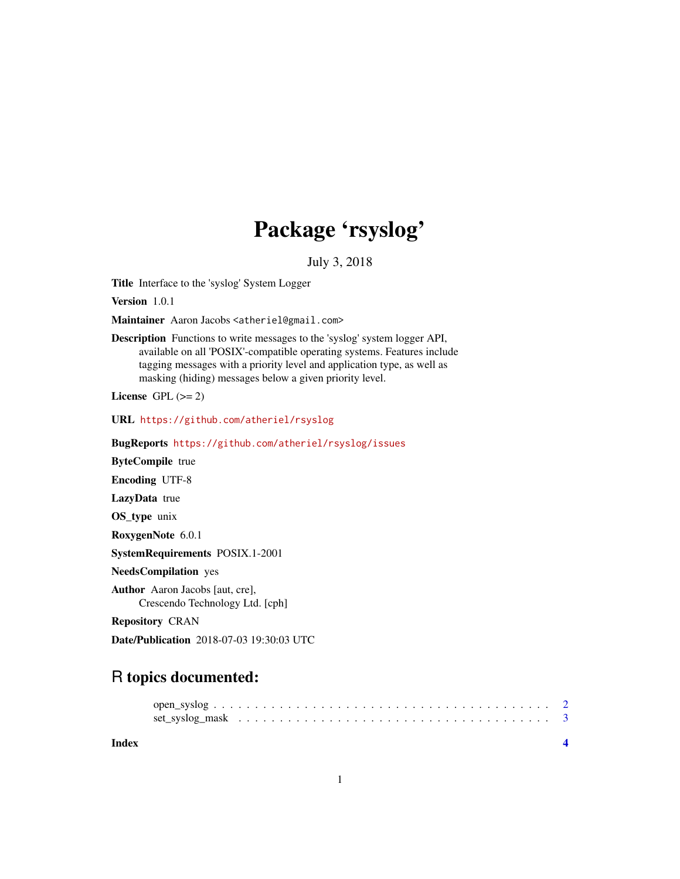# Package ‘rsyslog’

July 3, 2018

**Title** Interface to the 'syslog' System Logger

**Version** 1.0.1

**Maintainer** Aaron Jacobs <atheriel@gmail.com>

**Description** Functions to write messages to the 'syslog' system logger API, available on all 'POSIX'-compatible operating systems. Features include tagging messages with a priority level and application type, as well as masking (hiding) messages below a given priority level.

**License** GPL (>= 2)

**URL** https://github.com/atheriel/rsyslog

**BugReports** https://github.com/atheriel/rsyslog/issues

**ByteCompile** true

**Encoding** UTF-8

**LazyData** true

**OS_type** unix

**RoxygenNote** 6.0.1

**SystemRequirements** POSIX.1-2001

**NeedsCompilation** yes

**Author** Aaron Jacobs [aut, cre],
Crescendo Technology Ltd. [cph]

**Repository** CRAN

**Date/Publication** 2018-07-03 19:30:03 UTC

## R topics documented:

- open_syslog . . . . . . . . . . . . . . . . . . . . . . . . . . . . . . . . . . . . . . . . 2
- set_syslog_mask . . . . . . . . . . . . . . . . . . . . . . . . . . . . . . . . . . . . . 3

**Index** 4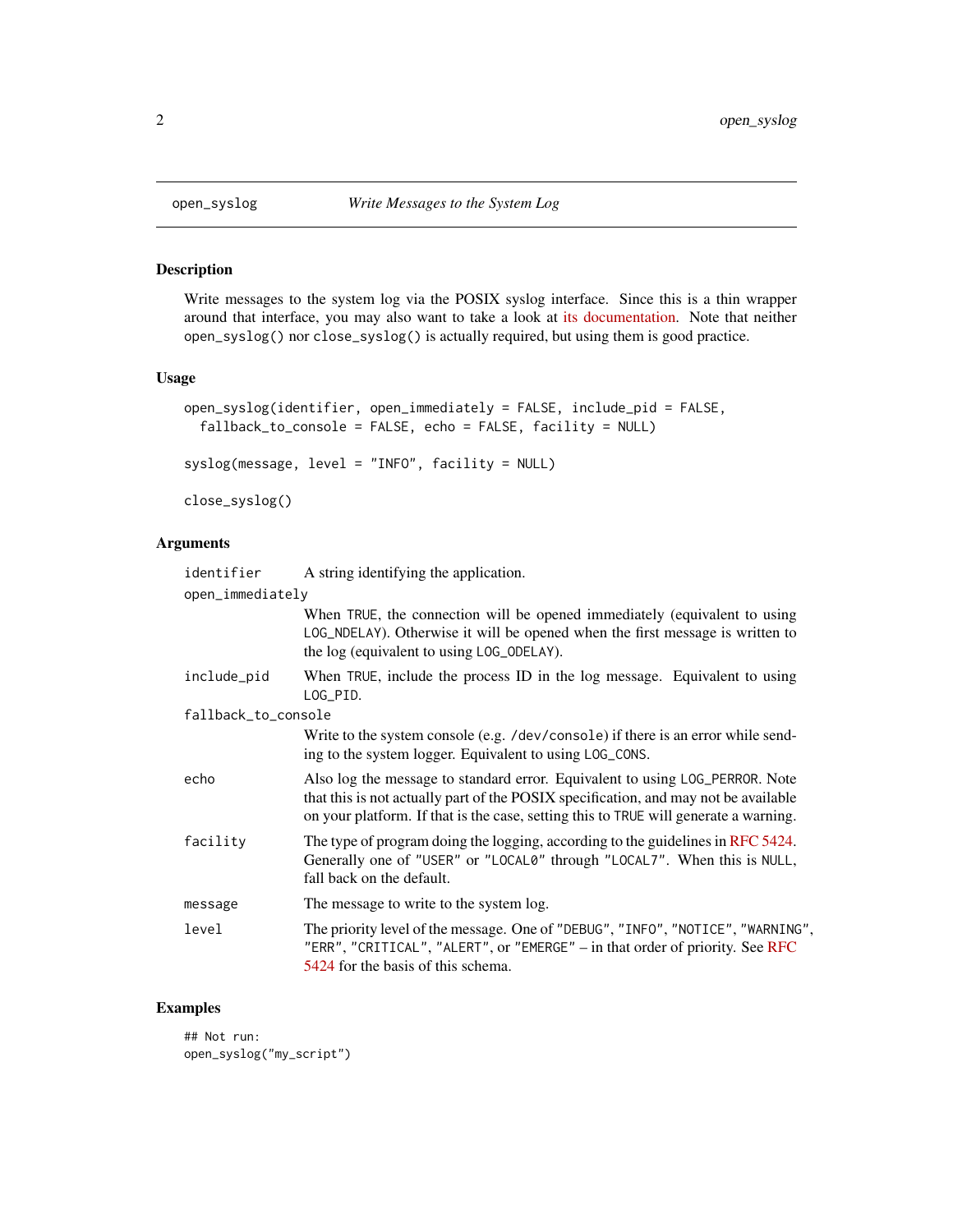`open_syslog` *Write Messages to the System Log*

### Description

Write messages to the system log via the POSIX syslog interface. Since this is a thin wrapper around that interface, you may also want to take a look at its documentation. Note that neither `open_syslog()` nor `close_syslog()` is actually required, but using them is good practice.

### Usage

```
open_syslog(identifier, open_immediately = FALSE, include_pid = FALSE,
  fallback_to_console = FALSE, echo = FALSE, facility = NULL)

syslog(message, level = "INFO", facility = NULL)

close_syslog()
```

### Arguments

- `identifier` — A string identifying the application.
- `open_immediately` — When `TRUE`, the connection will be opened immediately (equivalent to using `LOG_NDELAY`). Otherwise it will be opened when the first message is written to the log (equivalent to using `LOG_ODELAY`).
- `include_pid` — When `TRUE`, include the process ID in the log message. Equivalent to using `LOG_PID`.
- `fallback_to_console` — Write to the system console (e.g. `/dev/console`) if there is an error while sending to the system logger. Equivalent to using `LOG_CONS`.
- `echo` — Also log the message to standard error. Equivalent to using `LOG_PERROR`. Note that this is not actually part of the POSIX specification, and may not be available on your platform. If that is the case, setting this to `TRUE` will generate a warning.
- `facility` — The type of program doing the logging, according to the guidelines in RFC 5424. Generally one of `"USER"` or `"LOCAL0"` through `"LOCAL7"`. When this is `NULL`, fall back on the default.
- `message` — The message to write to the system log.
- `level` — The priority level of the message. One of `"DEBUG"`, `"INFO"`, `"NOTICE"`, `"WARNING"`, `"ERR"`, `"CRITICAL"`, `"ALERT"`, or `"EMERGE"` – in that order of priority. See RFC 5424 for the basis of this schema.

### Examples

```
## Not run:
open_syslog("my_script")
```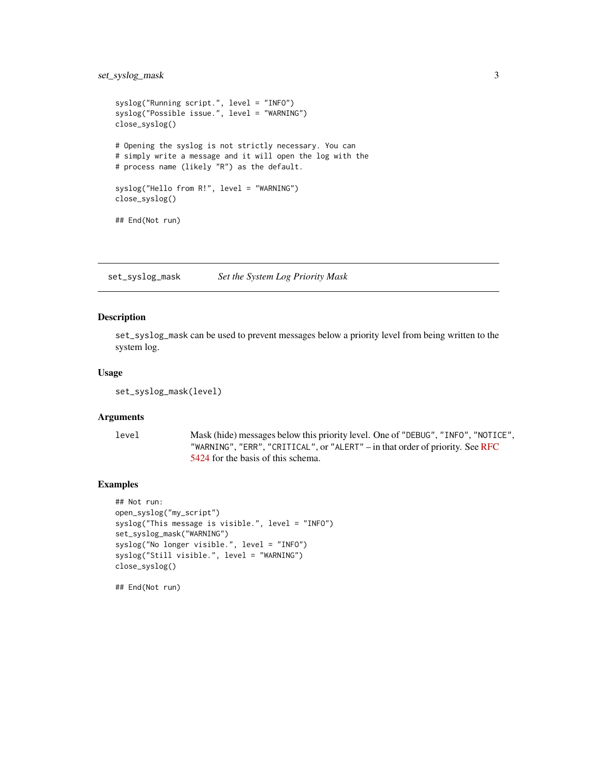```
syslog("Running script.", level = "INFO")
syslog("Possible issue.", level = "WARNING")
close_syslog()

# Opening the syslog is not strictly necessary. You can
# simply write a message and it will open the log with the
# process name (likely "R") as the default.

syslog("Hello from R!", level = "WARNING")
close_syslog()

## End(Not run)
```

---

## set_syslog_mask — *Set the System Log Priority Mask*

### Description

`set_syslog_mask` can be used to prevent messages below a priority level from being written to the system log.

### Usage

```
set_syslog_mask(level)
```

### Arguments

| | |
|---|---|
| `level` | Mask (hide) messages below this priority level. One of `"DEBUG"`, `"INFO"`, `"NOTICE"`, `"WARNING"`, `"ERR"`, `"CRITICAL"`, or `"ALERT"` – in that order of priority. See RFC 5424 for the basis of this schema. |

### Examples

```
## Not run:
open_syslog("my_script")
syslog("This message is visible.", level = "INFO")
set_syslog_mask("WARNING")
syslog("No longer visible.", level = "INFO")
syslog("Still visible.", level = "WARNING")
close_syslog()

## End(Not run)
```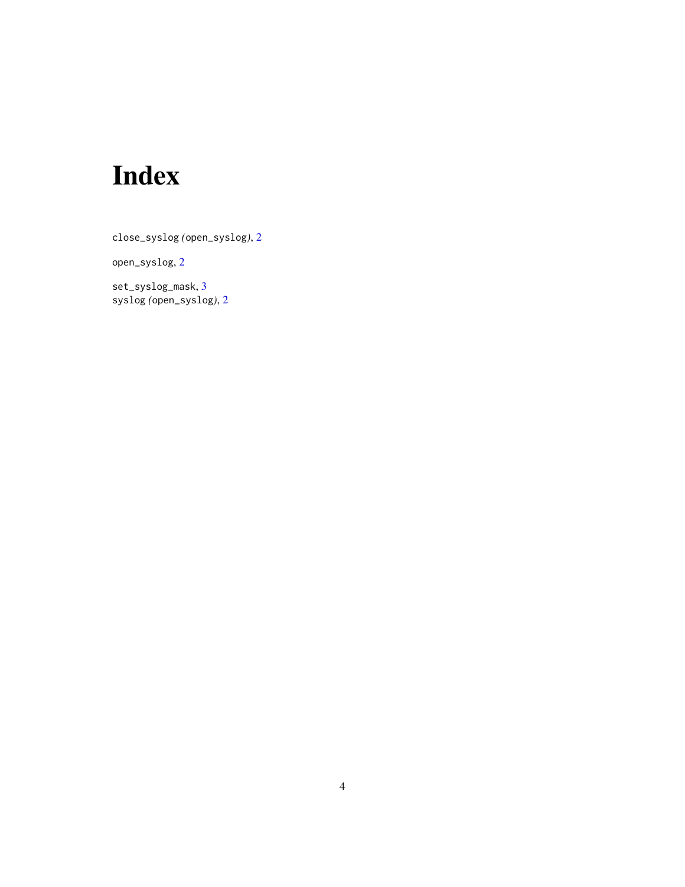# Index

close_syslog (open_syslog), 2

open_syslog, 2

set_syslog_mask, 3
syslog (open_syslog), 2